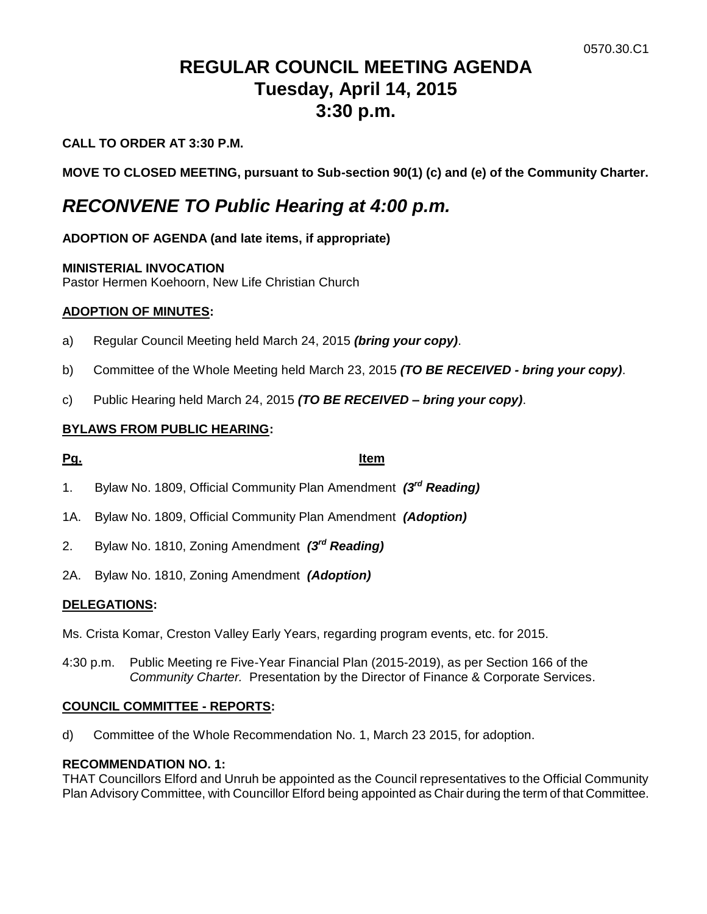0570.30.C1

# REGULAR COUNCIL MEETING AGENDA
# Tuesday, April 14, 2015
# 3:30 p.m.

**CALL TO ORDER AT 3:30 P.M.**

**MOVE TO CLOSED MEETING, pursuant to Sub-section 90(1) (c) and (e) of the Community Charter.**

## *RECONVENE TO Public Hearing at 4:00 p.m.*

**ADOPTION OF AGENDA (and late items, if appropriate)**

**MINISTERIAL INVOCATION**
Pastor Hermen Koehoorn, New Life Christian Church

**ADOPTION OF MINUTES:**

a) Regular Council Meeting held March 24, 2015 ***(bring your copy)***.

b) Committee of the Whole Meeting held March 23, 2015 ***(TO BE RECEIVED - bring your copy)***.

c) Public Hearing held March 24, 2015 ***(TO BE RECEIVED – bring your copy)***.

**BYLAWS FROM PUBLIC HEARING:**

**Pg.** **Item**

1. Bylaw No. 1809, Official Community Plan Amendment ***(3rd Reading)***

1A. Bylaw No. 1809, Official Community Plan Amendment ***(Adoption)***

2. Bylaw No. 1810, Zoning Amendment ***(3rd Reading)***

2A. Bylaw No. 1810, Zoning Amendment ***(Adoption)***

**DELEGATIONS:**

Ms. Crista Komar, Creston Valley Early Years, regarding program events, etc. for 2015.

4:30 p.m. Public Meeting re Five-Year Financial Plan (2015-2019), as per Section 166 of the *Community Charter.* Presentation by the Director of Finance & Corporate Services.

**COUNCIL COMMITTEE - REPORTS:**

d) Committee of the Whole Recommendation No. 1, March 23 2015, for adoption.

**RECOMMENDATION NO. 1:**
THAT Councillors Elford and Unruh be appointed as the Council representatives to the Official Community Plan Advisory Committee, with Councillor Elford being appointed as Chair during the term of that Committee.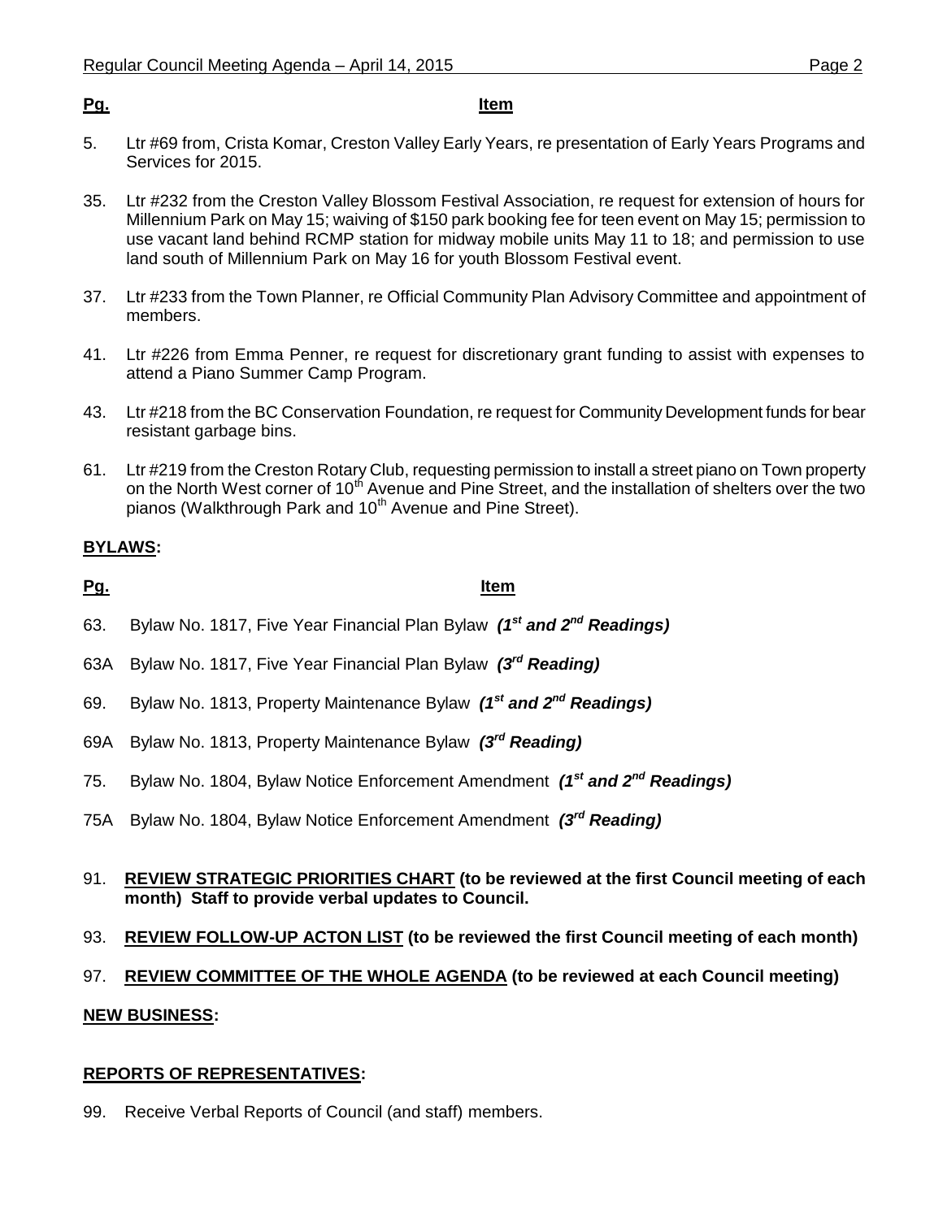| Pg. | Item |
|---|---|
| 5. | Ltr #69 from, Crista Komar, Creston Valley Early Years, re presentation of Early Years Programs and Services for 2015. |
| 35. | Ltr #232 from the Creston Valley Blossom Festival Association, re request for extension of hours for Millennium Park on May 15; waiving of $150 park booking fee for teen event on May 15; permission to use vacant land behind RCMP station for midway mobile units May 11 to 18; and permission to use land south of Millennium Park on May 16 for youth Blossom Festival event. |
| 37. | Ltr #233 from the Town Planner, re Official Community Plan Advisory Committee and appointment of members. |
| 41. | Ltr #226 from Emma Penner, re request for discretionary grant funding to assist with expenses to attend a Piano Summer Camp Program. |
| 43. | Ltr #218 from the BC Conservation Foundation, re request for Community Development funds for bear resistant garbage bins. |
| 61. | Ltr #219 from the Creston Rotary Club, requesting permission to install a street piano on Town property on the North West corner of 10th Avenue and Pine Street, and the installation of shelters over the two pianos (Walkthrough Park and 10th Avenue and Pine Street). |

## BYLAWS:

| Pg. | Item |
|---|---|
| 63. | Bylaw No. 1817, Five Year Financial Plan Bylaw ***(1st and 2nd Readings)*** |
| 63A | Bylaw No. 1817, Five Year Financial Plan Bylaw ***(3rd Reading)*** |
| 69. | Bylaw No. 1813, Property Maintenance Bylaw ***(1st and 2nd Readings)*** |
| 69A | Bylaw No. 1813, Property Maintenance Bylaw ***(3rd Reading)*** |
| 75. | Bylaw No. 1804, Bylaw Notice Enforcement Amendment ***(1st and 2nd Readings)*** |
| 75A | Bylaw No. 1804, Bylaw Notice Enforcement Amendment ***(3rd Reading)*** |

91. **REVIEW STRATEGIC PRIORITIES CHART (to be reviewed at the first Council meeting of each month) Staff to provide verbal updates to Council.**

93. **REVIEW FOLLOW-UP ACTON LIST (to be reviewed the first Council meeting of each month)**

97. **REVIEW COMMITTEE OF THE WHOLE AGENDA (to be reviewed at each Council meeting)**

## NEW BUSINESS:

## REPORTS OF REPRESENTATIVES:

99. Receive Verbal Reports of Council (and staff) members.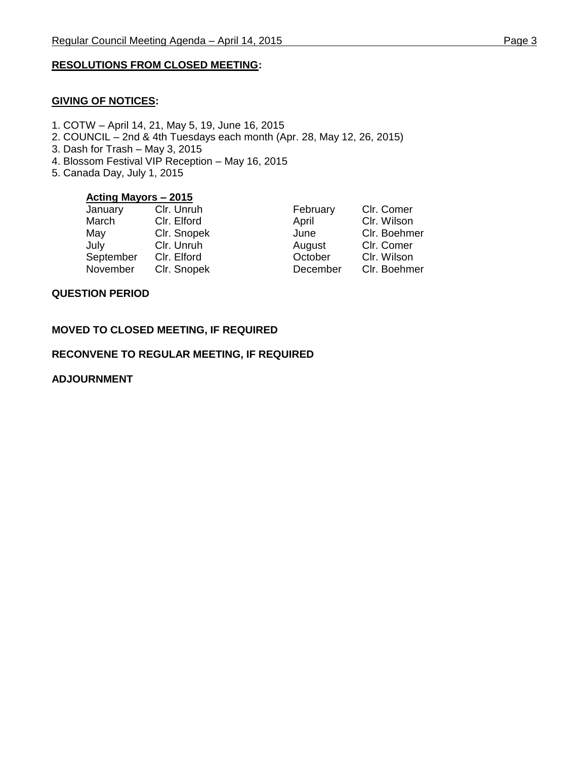**RESOLUTIONS FROM CLOSED MEETING:**

**GIVING OF NOTICES:**

1. COTW – April 14, 21, May 5, 19, June 16, 2015
2. COUNCIL – 2nd & 4th Tuesdays each month (Apr. 28, May 12, 26, 2015)
3. Dash for Trash – May 3, 2015
4. Blossom Festival VIP Reception – May 16, 2015
5. Canada Day, July 1, 2015

**Acting Mayors – 2015**

| | | | |
|---|---|---|---|
| January | Clr. Unruh | February | Clr. Comer |
| March | Clr. Elford | April | Clr. Wilson |
| May | Clr. Snopek | June | Clr. Boehmer |
| July | Clr. Unruh | August | Clr. Comer |
| September | Clr. Elford | October | Clr. Wilson |
| November | Clr. Snopek | December | Clr. Boehmer |

**QUESTION PERIOD**

**MOVED TO CLOSED MEETING, IF REQUIRED**

**RECONVENE TO REGULAR MEETING, IF REQUIRED**

**ADJOURNMENT**